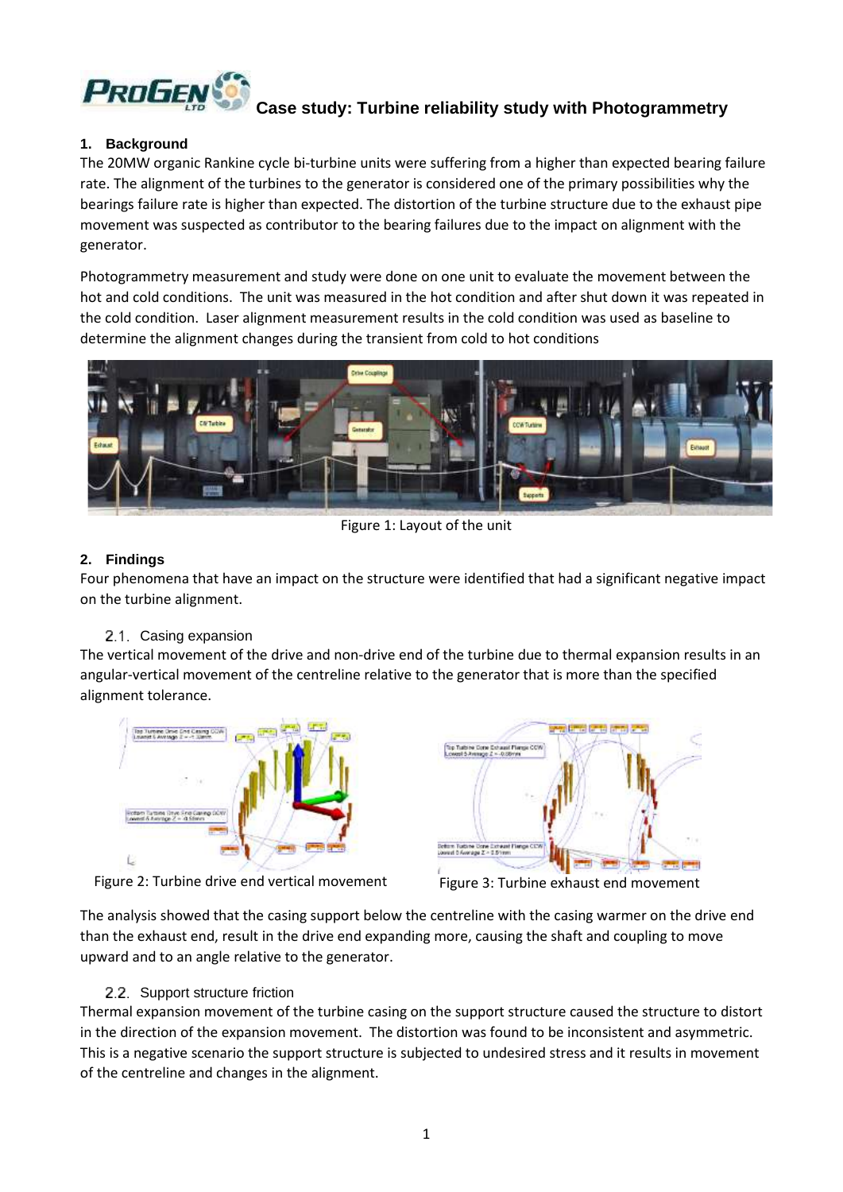# Case study: Turbine reliability study with Photogrammetry

## 1. Background

The 20MW organic Rankine cycle bi-turbine units were suffering from a higher than expected bearing failure rate. The alignment of the turbines to the generator is considered one of the primary possibilities why the bearings failure rate is higher than expected. The distortion of the turbine structure due to the exhaust pipe movement was suspected as contributor to the bearing failures due to the impact on alignment with the generator.

Photogrammetry measurement and study were done on one unit to evaluate the movement between the hot and cold conditions. The unit was measured in the hot condition and after shut down it was repeated in the cold condition. Laser alignment measurement results in the cold condition was used as baseline to determine the alignment changes during the transient from cold to hot conditions

Figure 1: Layout of the unit

## 2. Findings

Four phenomena that have an impact on the structure were identified that had a significant negative impact on the turbine alignment.

### 2.1. Casing expansion

The vertical movement of the drive and non-drive end of the turbine due to thermal expansion results in an angular-vertical movement of the centreline relative to the generator that is more than the specified alignment tolerance.

Figure 2: Turbine drive end vertical movement

Figure 3: Turbine exhaust end movement

The analysis showed that the casing support below the centreline with the casing warmer on the drive end than the exhaust end, result in the drive end expanding more, causing the shaft and coupling to move upward and to an angle relative to the generator.

### 2.2. Support structure friction

Thermal expansion movement of the turbine casing on the support structure caused the structure to distort in the direction of the expansion movement. The distortion was found to be inconsistent and asymmetric. This is a negative scenario the support structure is subjected to undesired stress and it results in movement of the centreline and changes in the alignment.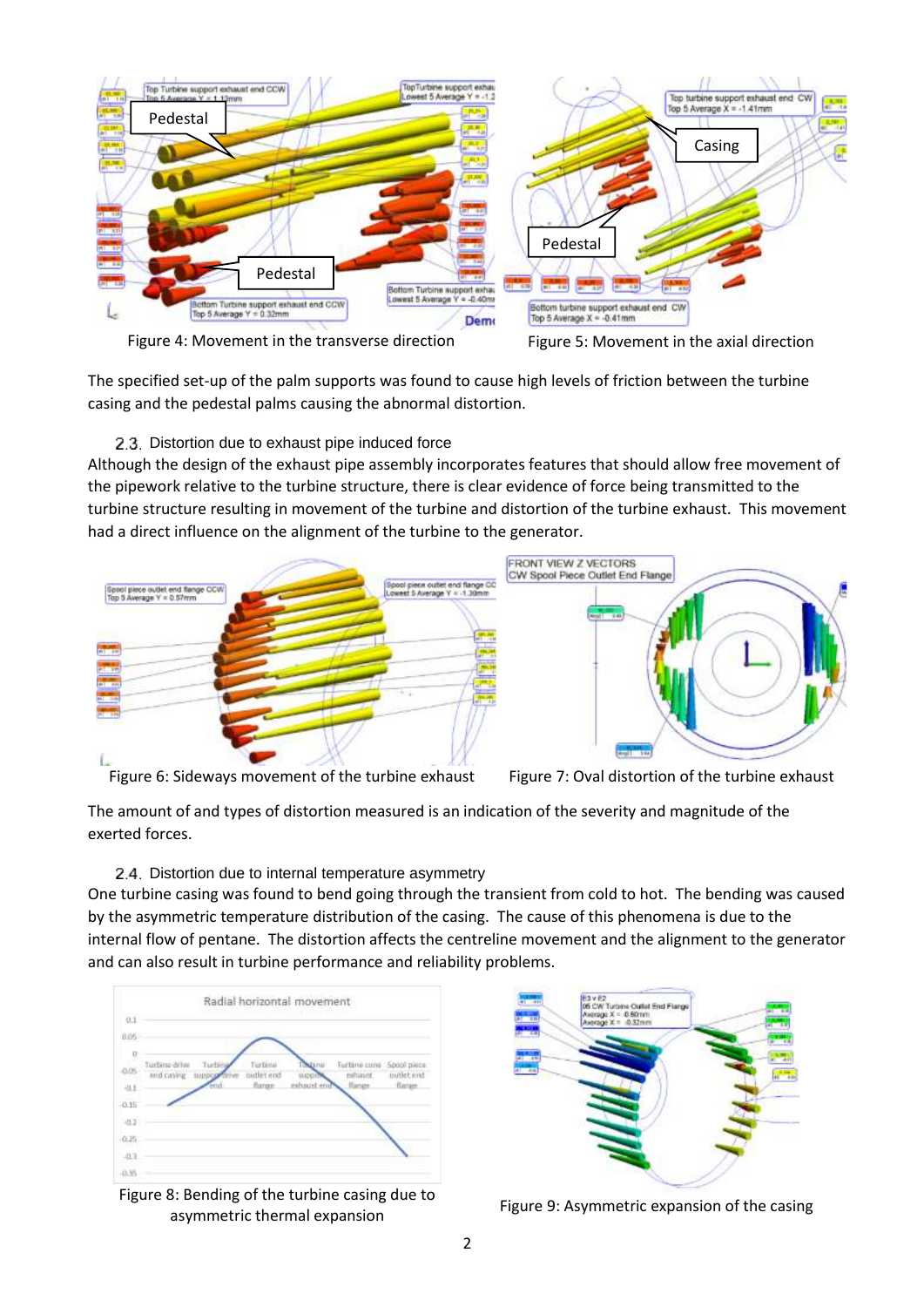Figure 4: Movement in the transverse direction

Figure 5: Movement in the axial direction

The specified set-up of the palm supports was found to cause high levels of friction between the turbine casing and the pedestal palms causing the abnormal distortion.

### 2.3. Distortion due to exhaust pipe induced force

Although the design of the exhaust pipe assembly incorporates features that should allow free movement of the pipework relative to the turbine structure, there is clear evidence of force being transmitted to the turbine structure resulting in movement of the turbine and distortion of the turbine exhaust. This movement had a direct influence on the alignment of the turbine to the generator.

Figure 6: Sideways movement of the turbine exhaust

Figure 7: Oval distortion of the turbine exhaust

The amount of and types of distortion measured is an indication of the severity and magnitude of the exerted forces.

### 2.4. Distortion due to internal temperature asymmetry

One turbine casing was found to bend going through the transient from cold to hot. The bending was caused by the asymmetric temperature distribution of the casing. The cause of this phenomena is due to the internal flow of pentane. The distortion affects the centreline movement and the alignment to the generator and can also result in turbine performance and reliability problems.

Figure 8: Bending of the turbine casing due to asymmetric thermal expansion

Figure 9: Asymmetric expansion of the casing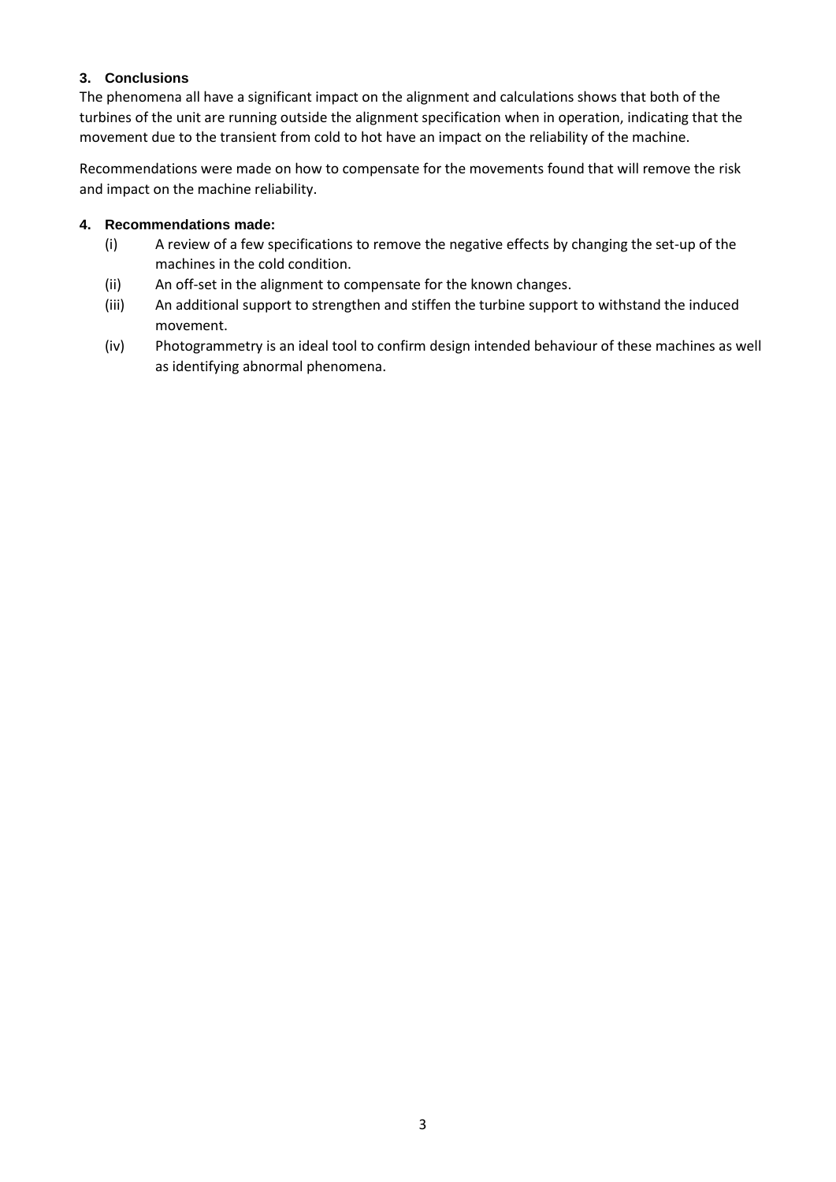## 3. Conclusions

The phenomena all have a significant impact on the alignment and calculations shows that both of the turbines of the unit are running outside the alignment specification when in operation, indicating that the movement due to the transient from cold to hot have an impact on the reliability of the machine.

Recommendations were made on how to compensate for the movements found that will remove the risk and impact on the machine reliability.

## 4. Recommendations made:

(i) A review of a few specifications to remove the negative effects by changing the set-up of the machines in the cold condition.

(ii) An off-set in the alignment to compensate for the known changes.

(iii) An additional support to strengthen and stiffen the turbine support to withstand the induced movement.

(iv) Photogrammetry is an ideal tool to confirm design intended behaviour of these machines as well as identifying abnormal phenomena.